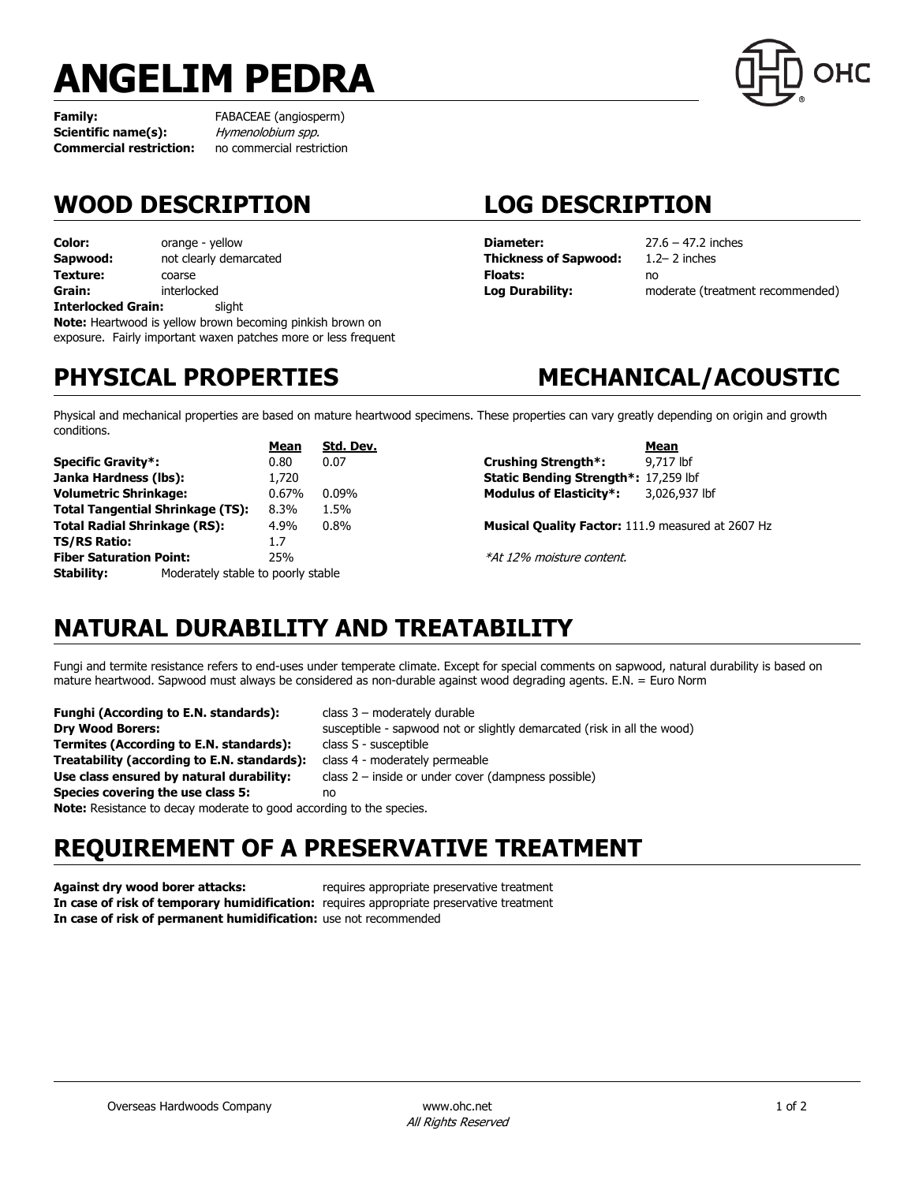# ANGELIM PEDRA

**Family:** FABACEAE (angiosperm)
**Scientific name(s):** *Hymenolobium spp.*
**Commercial restriction:** no commercial restriction

## WOOD DESCRIPTION

**Color:** orange - yellow
**Sapwood:** not clearly demarcated
**Texture:** coarse
**Grain:** interlocked
**Interlocked Grain:** slight
**Note:** Heartwood is yellow brown becoming pinkish brown on exposure. Fairly important waxen patches more or less frequent

## LOG DESCRIPTION

**Diameter:** 27.6 – 47.2 inches
**Thickness of Sapwood:** 1.2– 2 inches
**Floats:** no
**Log Durability:** moderate (treatment recommended)

## PHYSICAL PROPERTIES

Physical and mechanical properties are based on mature heartwood specimens. These properties can vary greatly depending on origin and growth conditions.

| | Mean | Std. Dev. |
|---|---|---|
| **Specific Gravity*:** | 0.80 | 0.07 |
| **Janka Hardness (lbs):** | 1,720 | |
| **Volumetric Shrinkage:** | 0.67% | 0.09% |
| **Total Tangential Shrinkage (TS):** | 8.3% | 1.5% |
| **Total Radial Shrinkage (RS):** | 4.9% | 0.8% |
| **TS/RS Ratio:** | 1.7 | |
| **Fiber Saturation Point:** | 25% | |

**Stability:** Moderately stable to poorly stable

## MECHANICAL/ACOUSTIC

| | Mean |
|---|---|
| **Crushing Strength*:** | 9,717 lbf |
| **Static Bending Strength*:** | 17,259 lbf |
| **Modulus of Elasticity*:** | 3,026,937 lbf |

**Musical Quality Factor:** 111.9 measured at 2607 Hz

*\*At 12% moisture content.*

## NATURAL DURABILITY AND TREATABILITY

Fungi and termite resistance refers to end-uses under temperate climate. Except for special comments on sapwood, natural durability is based on mature heartwood. Sapwood must always be considered as non-durable against wood degrading agents. E.N. = Euro Norm

**Funghi (According to E.N. standards):** class 3 – moderately durable
**Dry Wood Borers:** susceptible - sapwood not or slightly demarcated (risk in all the wood)
**Termites (According to E.N. standards):** class S - susceptible
**Treatability (according to E.N. standards):** class 4 - moderately permeable
**Use class ensured by natural durability:** class 2 – inside or under cover (dampness possible)
**Species covering the use class 5:** no
**Note:** Resistance to decay moderate to good according to the species.

## REQUIREMENT OF A PRESERVATIVE TREATMENT

**Against dry wood borer attacks:** requires appropriate preservative treatment
**In case of risk of temporary humidification:** requires appropriate preservative treatment
**In case of risk of permanent humidification:** use not recommended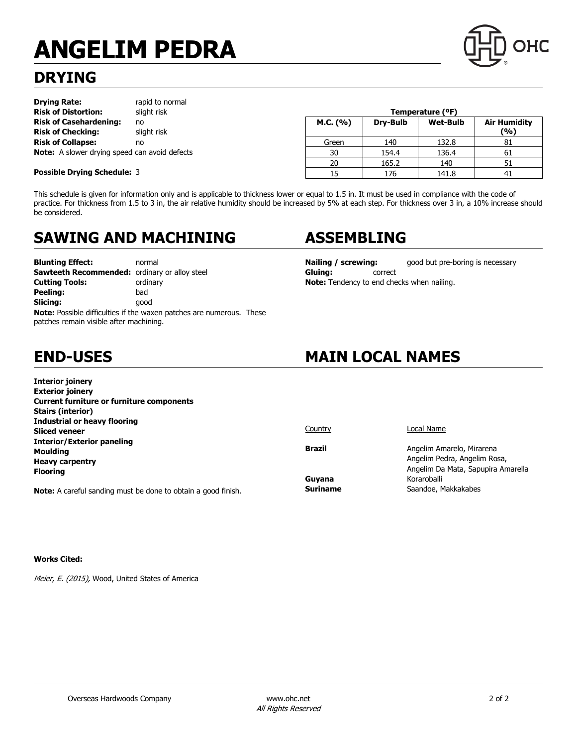# ANGELIM PEDRA

## DRYING

**Drying Rate:** rapid to normal
**Risk of Distortion:** slight risk
**Risk of Casehardening:** no
**Risk of Checking:** slight risk
**Risk of Collapse:** no
**Note:** A slower drying speed can avoid defects

**Possible Drying Schedule:** 3

| | Temperature (°F) | | |
|---|---|---|---|
| **M.C. (%)** | **Dry-Bulb** | **Wet-Bulb** | **Air Humidity (%)** |
| Green | 140 | 132.8 | 81 |
| 30 | 154.4 | 136.4 | 61 |
| 20 | 165.2 | 140 | 51 |
| 15 | 176 | 141.8 | 41 |

This schedule is given for information only and is applicable to thickness lower or equal to 1.5 in. It must be used in compliance with the code of practice. For thickness from 1.5 to 3 in, the air relative humidity should be increased by 5% at each step. For thickness over 3 in, a 10% increase should be considered.

## SAWING AND MACHINING

**Blunting Effect:** normal
**Sawteeth Recommended:** ordinary or alloy steel
**Cutting Tools:** ordinary
**Peeling:** bad
**Slicing:** good
**Note:** Possible difficulties if the waxen patches are numerous. These patches remain visible after machining.

## ASSEMBLING

**Nailing / screwing:** good but pre-boring is necessary
**Gluing:** correct
**Note:** Tendency to end checks when nailing.

## END-USES

**Interior joinery**
**Exterior joinery**
**Current furniture or furniture components**
**Stairs (interior)**
**Industrial or heavy flooring**
**Sliced veneer**
**Interior/Exterior paneling**
**Moulding**
**Heavy carpentry**
**Flooring**

**Note:** A careful sanding must be done to obtain a good finish.

## MAIN LOCAL NAMES

| Country | Local Name |
|---|---|
| **Brazil** | Angelim Amarelo, Mirarena Angelim Pedra, Angelim Rosa, Angelim Da Mata, Sapupira Amarella |
| **Guyana** | Koraroballi |
| **Suriname** | Saandoe, Makkakabes |

**Works Cited:**

*Meier, E. (2015),* Wood, United States of America